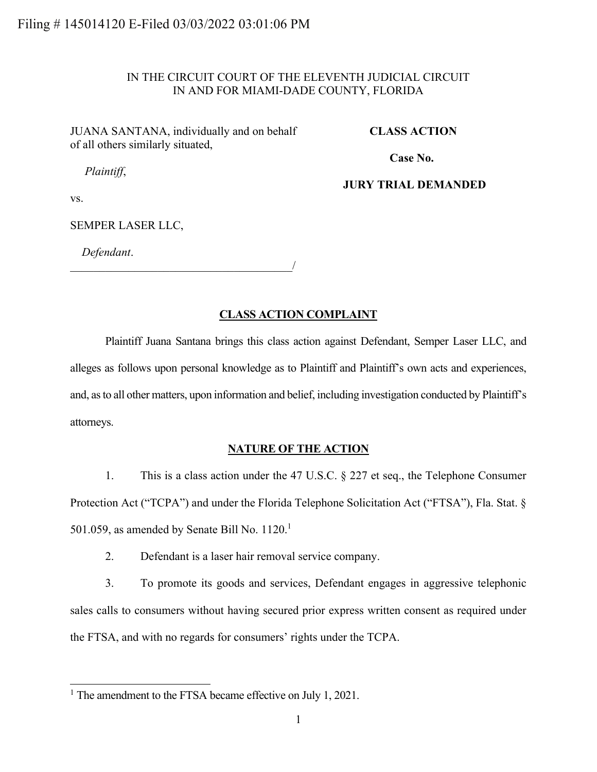Filing # 145014120 E-Filed 03/03/2022 03:01:06 PM

IN THE CIRCUIT COURT OF THE ELEVENTH JUDICIAL CIRCUIT
IN AND FOR MIAMI-DADE COUNTY, FLORIDA

JUANA SANTANA, individually and on behalf of all others similarly situated,

*Plaintiff*,

vs.

SEMPER LASER LLC,

*Defendant*.
_______________________________________/

**CLASS ACTION**

**Case No.**

**JURY TRIAL DEMANDED**

## CLASS ACTION COMPLAINT

Plaintiff Juana Santana brings this class action against Defendant, Semper Laser LLC, and alleges as follows upon personal knowledge as to Plaintiff and Plaintiff's own acts and experiences, and, as to all other matters, upon information and belief, including investigation conducted by Plaintiff's attorneys.

## NATURE OF THE ACTION

1. This is a class action under the 47 U.S.C. § 227 et seq., the Telephone Consumer Protection Act ("TCPA") and under the Florida Telephone Solicitation Act ("FTSA"), Fla. Stat. § 501.059, as amended by Senate Bill No. 1120.[1]

2. Defendant is a laser hair removal service company.

3. To promote its goods and services, Defendant engages in aggressive telephonic sales calls to consumers without having secured prior express written consent as required under the FTSA, and with no regards for consumers' rights under the TCPA.

[1] The amendment to the FTSA became effective on July 1, 2021.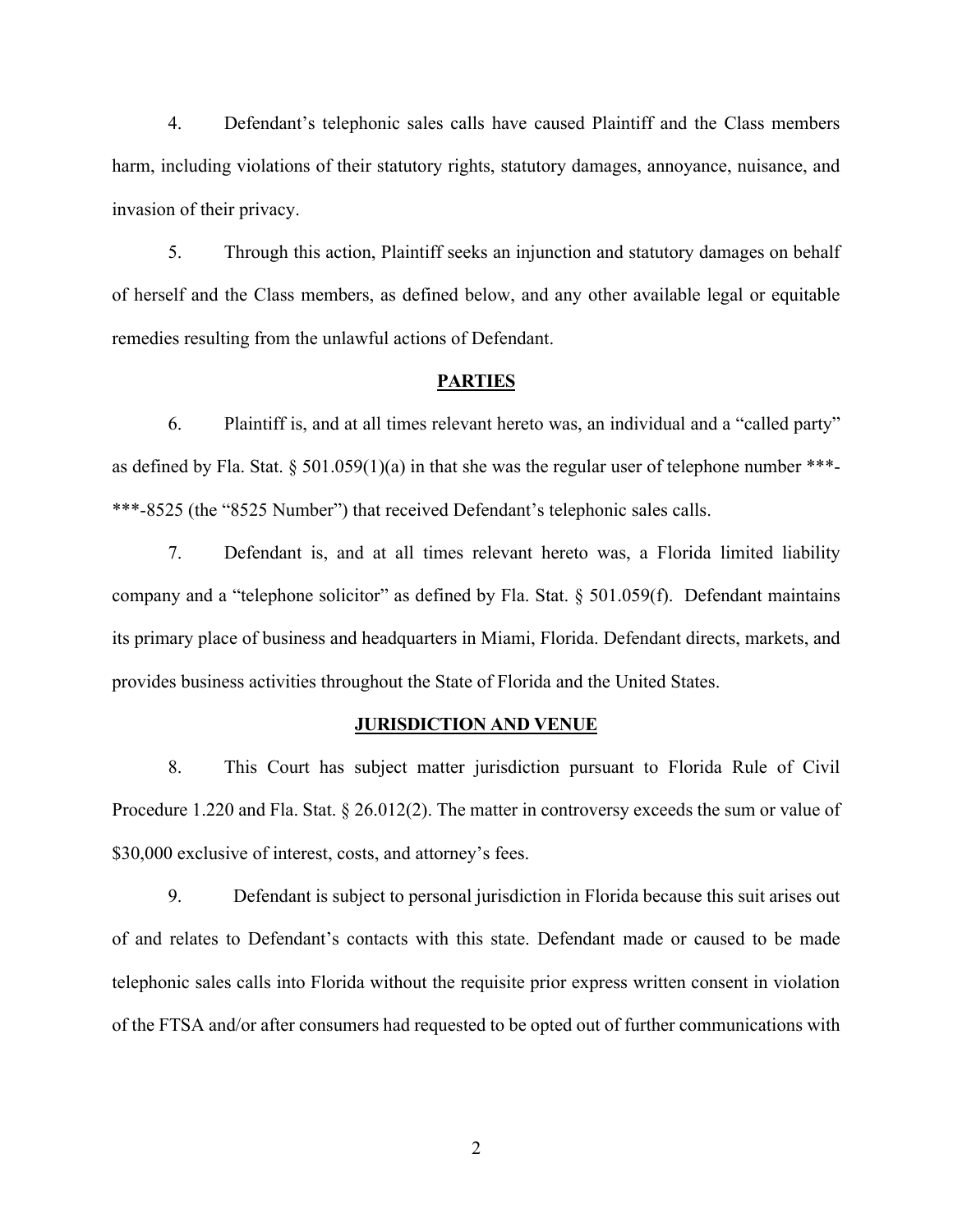4. Defendant's telephonic sales calls have caused Plaintiff and the Class members harm, including violations of their statutory rights, statutory damages, annoyance, nuisance, and invasion of their privacy.

5. Through this action, Plaintiff seeks an injunction and statutory damages on behalf of herself and the Class members, as defined below, and any other available legal or equitable remedies resulting from the unlawful actions of Defendant.

## PARTIES

6. Plaintiff is, and at all times relevant hereto was, an individual and a "called party" as defined by Fla. Stat. § 501.059(1)(a) in that she was the regular user of telephone number ***-***-8525 (the "8525 Number") that received Defendant's telephonic sales calls.

7. Defendant is, and at all times relevant hereto was, a Florida limited liability company and a "telephone solicitor" as defined by Fla. Stat. § 501.059(f). Defendant maintains its primary place of business and headquarters in Miami, Florida. Defendant directs, markets, and provides business activities throughout the State of Florida and the United States.

## JURISDICTION AND VENUE

8. This Court has subject matter jurisdiction pursuant to Florida Rule of Civil Procedure 1.220 and Fla. Stat. § 26.012(2). The matter in controversy exceeds the sum or value of $30,000 exclusive of interest, costs, and attorney's fees.

9. Defendant is subject to personal jurisdiction in Florida because this suit arises out of and relates to Defendant's contacts with this state. Defendant made or caused to be made telephonic sales calls into Florida without the requisite prior express written consent in violation of the FTSA and/or after consumers had requested to be opted out of further communications with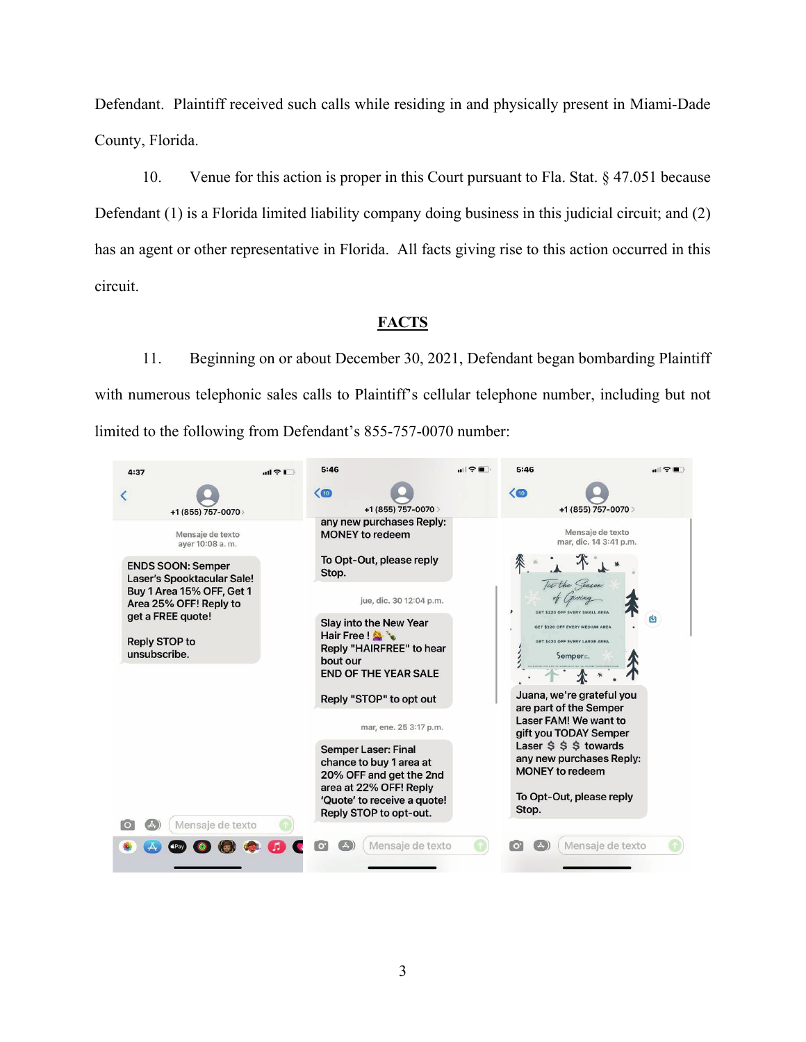Defendant. Plaintiff received such calls while residing in and physically present in Miami-Dade County, Florida.

10. Venue for this action is proper in this Court pursuant to Fla. Stat. § 47.051 because Defendant (1) is a Florida limited liability company doing business in this judicial circuit; and (2) has an agent or other representative in Florida. All facts giving rise to this action occurred in this circuit.

## FACTS

11. Beginning on or about December 30, 2021, Defendant began bombarding Plaintiff with numerous telephonic sales calls to Plaintiff's cellular telephone number, including but not limited to the following from Defendant's 855-757-0070 number:

4:37

+1 (855) 757-0070

Mensaje de texto
ayer 10:08 a. m.

ENDS SOON: Semper Laser's Spooktacular Sale! Buy 1 Area 15% OFF, Get 1 Area 25% OFF! Reply to get a FREE quote!

Reply STOP to unsubscribe.

Mensaje de texto

5:46

+1 (855) 757-0070

any new purchases Reply: MONEY to redeem

To Opt-Out, please reply Stop.

jue, dic. 30 12:04 p.m.

Slay into the New Year Hair Free ! 💁🍾
Reply "HAIRFREE" to hear bout our
END OF THE YEAR SALE

Reply "STOP" to opt out

mar, ene. 25 3:17 p.m.

Semper Laser: Final chance to buy 1 area at 20% OFF and get the 2nd area at 22% OFF! Reply 'Quote' to receive a quote! Reply STOP to opt-out.

Mensaje de texto

5:46

+1 (855) 757-0070

Mensaje de texto
mar, dic. 14 3:41 p.m.

'Tis the Season of Giving
GET $220 OFF EVERY SMALL AREA
GET $320 OFF EVERY MEDIUM AREA
GET $420 OFF EVERY LARGE AREA
Semper

Juana, we're grateful you are part of the Semper Laser FAM! We want to gift you TODAY Semper Laser $ $ $ towards any new purchases Reply: MONEY to redeem

To Opt-Out, please reply Stop.

Mensaje de texto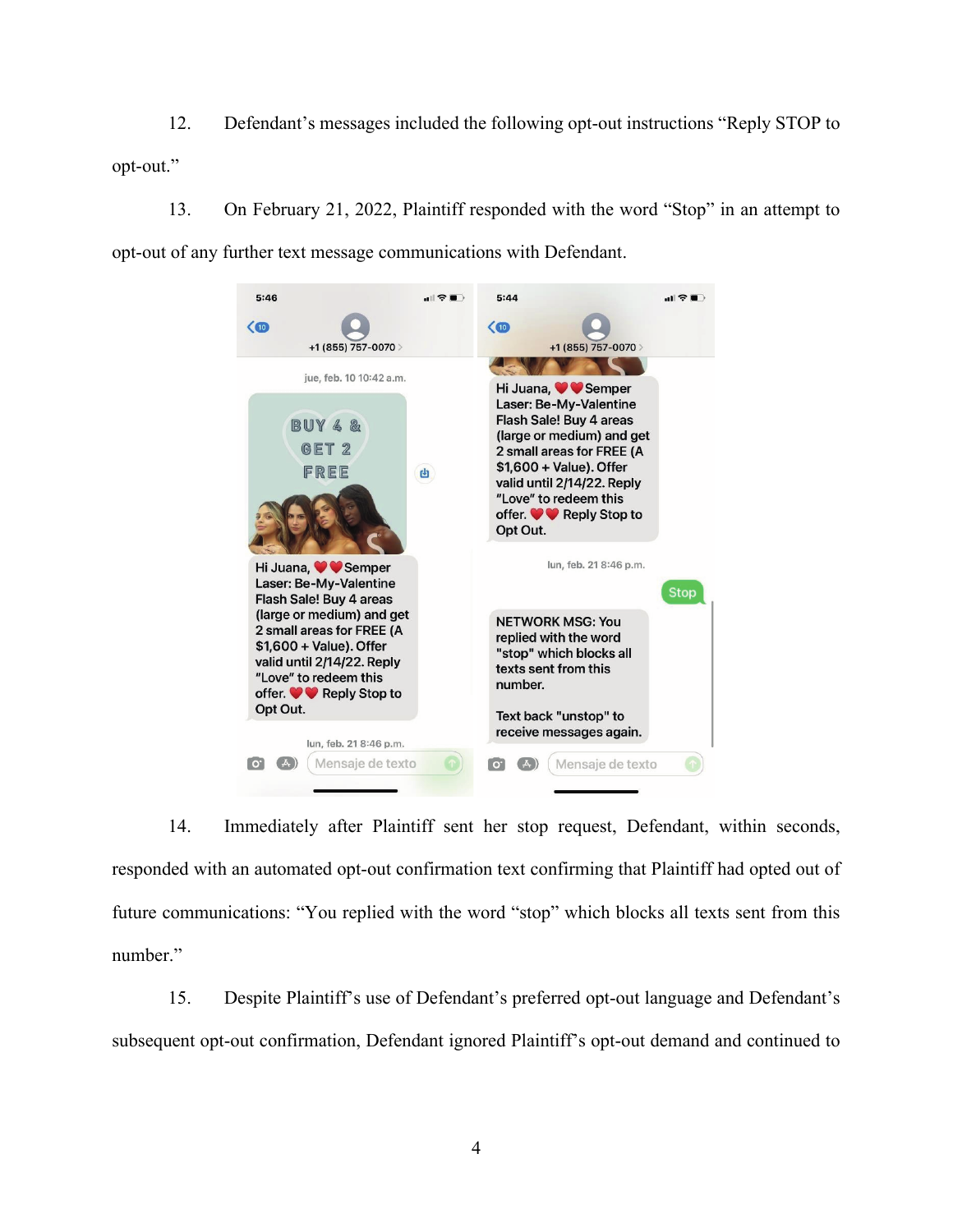12. Defendant's messages included the following opt-out instructions "Reply STOP to opt-out."

13. On February 21, 2022, Plaintiff responded with the word "Stop" in an attempt to opt-out of any further text message communications with Defendant.

14. Immediately after Plaintiff sent her stop request, Defendant, within seconds, responded with an automated opt-out confirmation text confirming that Plaintiff had opted out of future communications: "You replied with the word "stop" which blocks all texts sent from this number."

15. Despite Plaintiff's use of Defendant's preferred opt-out language and Defendant's subsequent opt-out confirmation, Defendant ignored Plaintiff's opt-out demand and continued to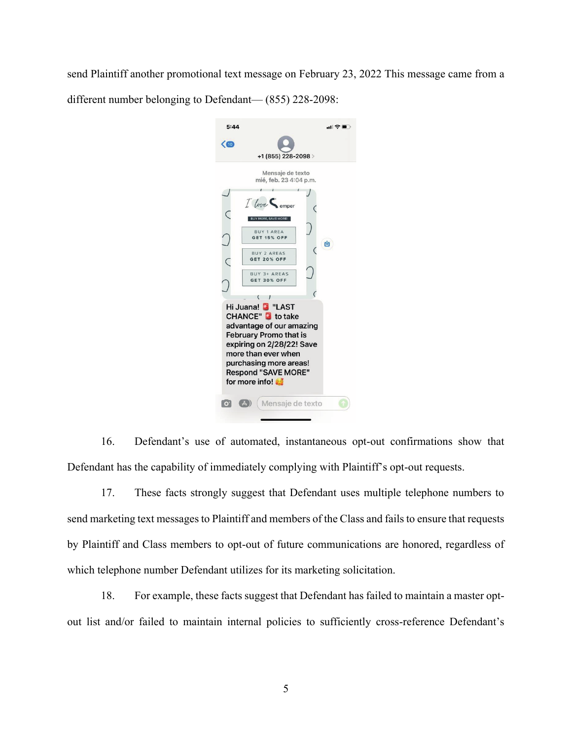send Plaintiff another promotional text message on February 23, 2022 This message came from a different number belonging to Defendant— (855) 228-2098:

5:44

+1 (855) 228-2098

Mensaje de texto
mié, feb. 23 4:04 p.m.

I love Semper

BUY MORE, SAVE MORE!

BUY 1 AREA
GET 15% OFF

BUY 2 AREAS
GET 20% OFF

BUY 3+ AREAS
GET 30% OFF

Hi Juana! 🚨 "LAST CHANCE" 🚨 to take advantage of our amazing February Promo that is expiring on 2/28/22! Save more than ever when purchasing more areas! Respond "SAVE MORE" for more info! 🥰

16. Defendant's use of automated, instantaneous opt-out confirmations show that Defendant has the capability of immediately complying with Plaintiff's opt-out requests.

17. These facts strongly suggest that Defendant uses multiple telephone numbers to send marketing text messages to Plaintiff and members of the Class and fails to ensure that requests by Plaintiff and Class members to opt-out of future communications are honored, regardless of which telephone number Defendant utilizes for its marketing solicitation.

18. For example, these facts suggest that Defendant has failed to maintain a master opt-out list and/or failed to maintain internal policies to sufficiently cross-reference Defendant's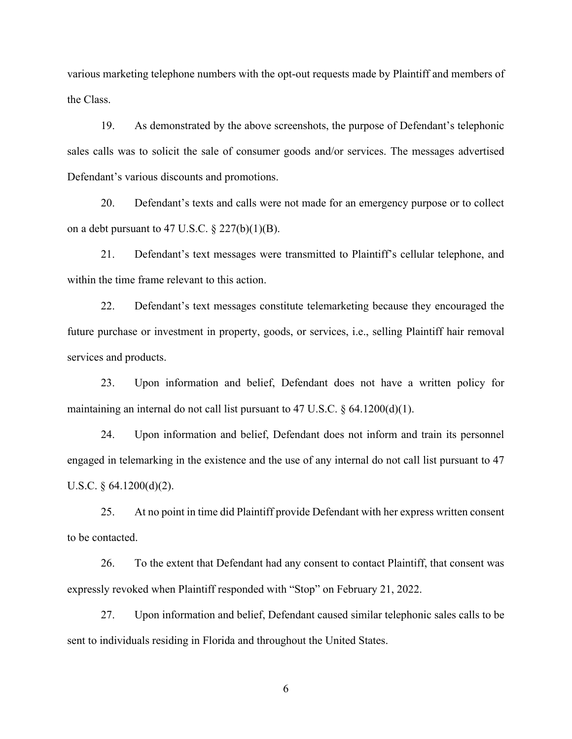various marketing telephone numbers with the opt-out requests made by Plaintiff and members of the Class.

19. As demonstrated by the above screenshots, the purpose of Defendant's telephonic sales calls was to solicit the sale of consumer goods and/or services. The messages advertised Defendant's various discounts and promotions.

20. Defendant's texts and calls were not made for an emergency purpose or to collect on a debt pursuant to 47 U.S.C. § 227(b)(1)(B).

21. Defendant's text messages were transmitted to Plaintiff's cellular telephone, and within the time frame relevant to this action.

22. Defendant's text messages constitute telemarketing because they encouraged the future purchase or investment in property, goods, or services, i.e., selling Plaintiff hair removal services and products.

23. Upon information and belief, Defendant does not have a written policy for maintaining an internal do not call list pursuant to 47 U.S.C. § 64.1200(d)(1).

24. Upon information and belief, Defendant does not inform and train its personnel engaged in telemarking in the existence and the use of any internal do not call list pursuant to 47 U.S.C. § 64.1200(d)(2).

25. At no point in time did Plaintiff provide Defendant with her express written consent to be contacted.

26. To the extent that Defendant had any consent to contact Plaintiff, that consent was expressly revoked when Plaintiff responded with "Stop" on February 21, 2022.

27. Upon information and belief, Defendant caused similar telephonic sales calls to be sent to individuals residing in Florida and throughout the United States.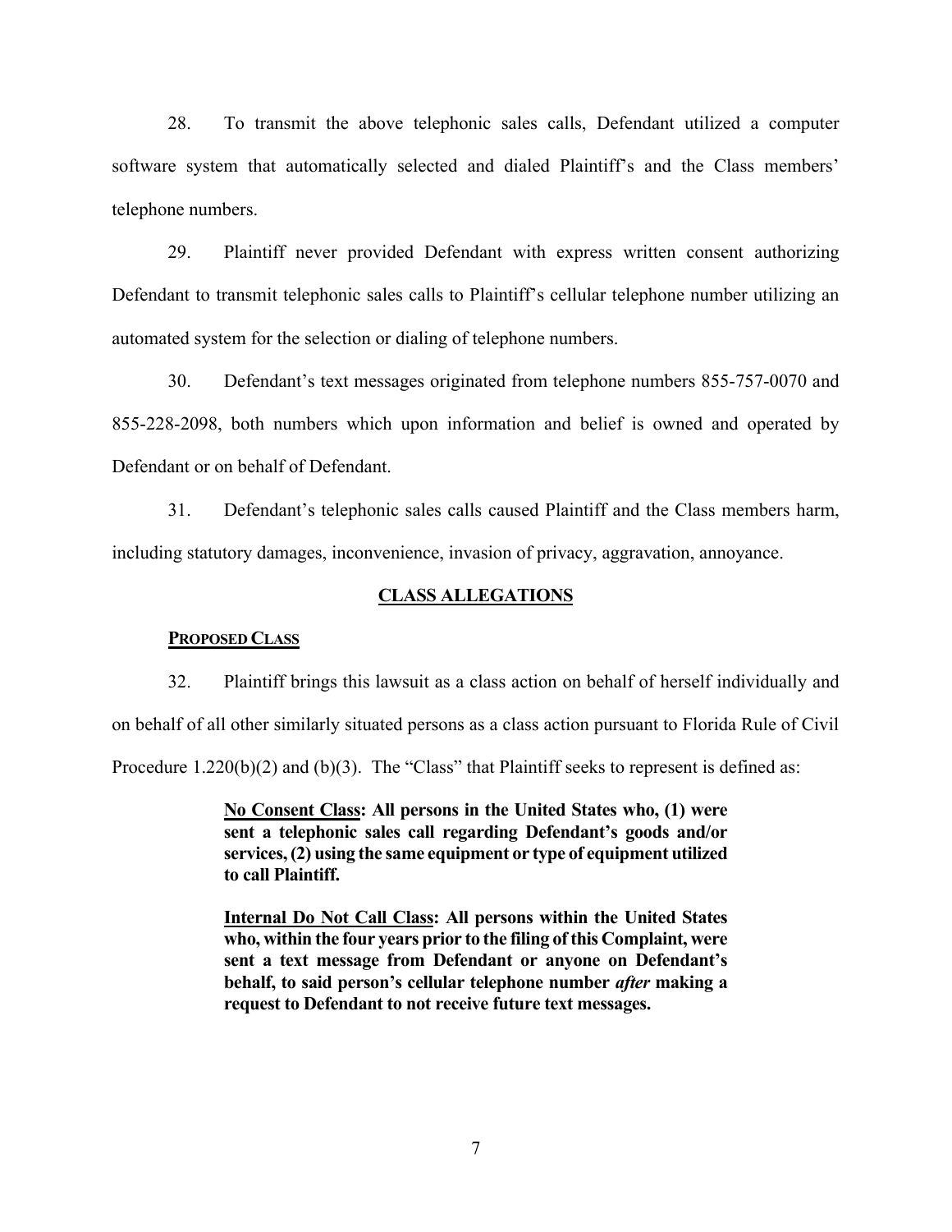28. To transmit the above telephonic sales calls, Defendant utilized a computer software system that automatically selected and dialed Plaintiff's and the Class members' telephone numbers.

29. Plaintiff never provided Defendant with express written consent authorizing Defendant to transmit telephonic sales calls to Plaintiff's cellular telephone number utilizing an automated system for the selection or dialing of telephone numbers.

30. Defendant's text messages originated from telephone numbers 855-757-0070 and 855-228-2098, both numbers which upon information and belief is owned and operated by Defendant or on behalf of Defendant.

31. Defendant's telephonic sales calls caused Plaintiff and the Class members harm, including statutory damages, inconvenience, invasion of privacy, aggravation, annoyance.

## CLASS ALLEGATIONS

### PROPOSED CLASS

32. Plaintiff brings this lawsuit as a class action on behalf of herself individually and on behalf of all other similarly situated persons as a class action pursuant to Florida Rule of Civil Procedure 1.220(b)(2) and (b)(3). The "Class" that Plaintiff seeks to represent is defined as:

> **No Consent Class: All persons in the United States who, (1) were sent a telephonic sales call regarding Defendant's goods and/or services, (2) using the same equipment or type of equipment utilized to call Plaintiff.**
>
> **Internal Do Not Call Class: All persons within the United States who, within the four years prior to the filing of this Complaint, were sent a text message from Defendant or anyone on Defendant's behalf, to said person's cellular telephone number *after* making a request to Defendant to not receive future text messages.**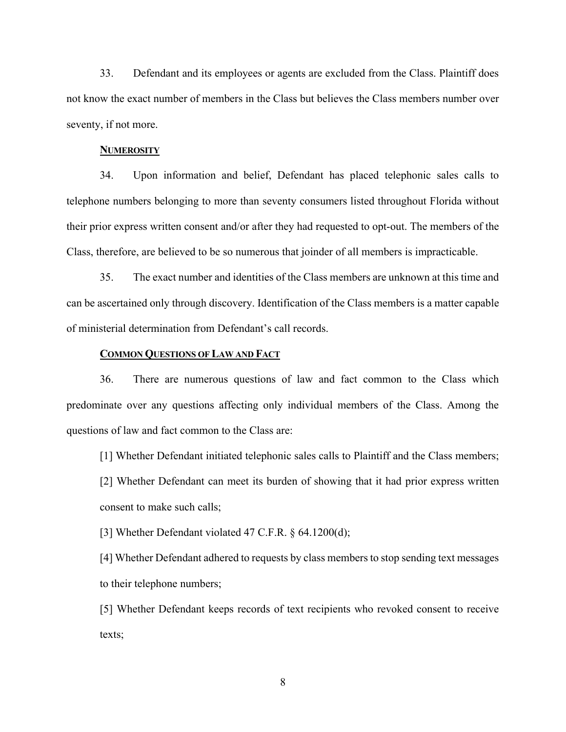33. Defendant and its employees or agents are excluded from the Class. Plaintiff does not know the exact number of members in the Class but believes the Class members number over seventy, if not more.

**<u>NUMEROSITY</u>**

34. Upon information and belief, Defendant has placed telephonic sales calls to telephone numbers belonging to more than seventy consumers listed throughout Florida without their prior express written consent and/or after they had requested to opt-out. The members of the Class, therefore, are believed to be so numerous that joinder of all members is impracticable.

35. The exact number and identities of the Class members are unknown at this time and can be ascertained only through discovery. Identification of the Class members is a matter capable of ministerial determination from Defendant's call records.

**<u>COMMON QUESTIONS OF LAW AND FACT</u>**

36. There are numerous questions of law and fact common to the Class which predominate over any questions affecting only individual members of the Class. Among the questions of law and fact common to the Class are:

[1] Whether Defendant initiated telephonic sales calls to Plaintiff and the Class members;

[2] Whether Defendant can meet its burden of showing that it had prior express written consent to make such calls;

[3] Whether Defendant violated 47 C.F.R. § 64.1200(d);

[4] Whether Defendant adhered to requests by class members to stop sending text messages to their telephone numbers;

[5] Whether Defendant keeps records of text recipients who revoked consent to receive texts;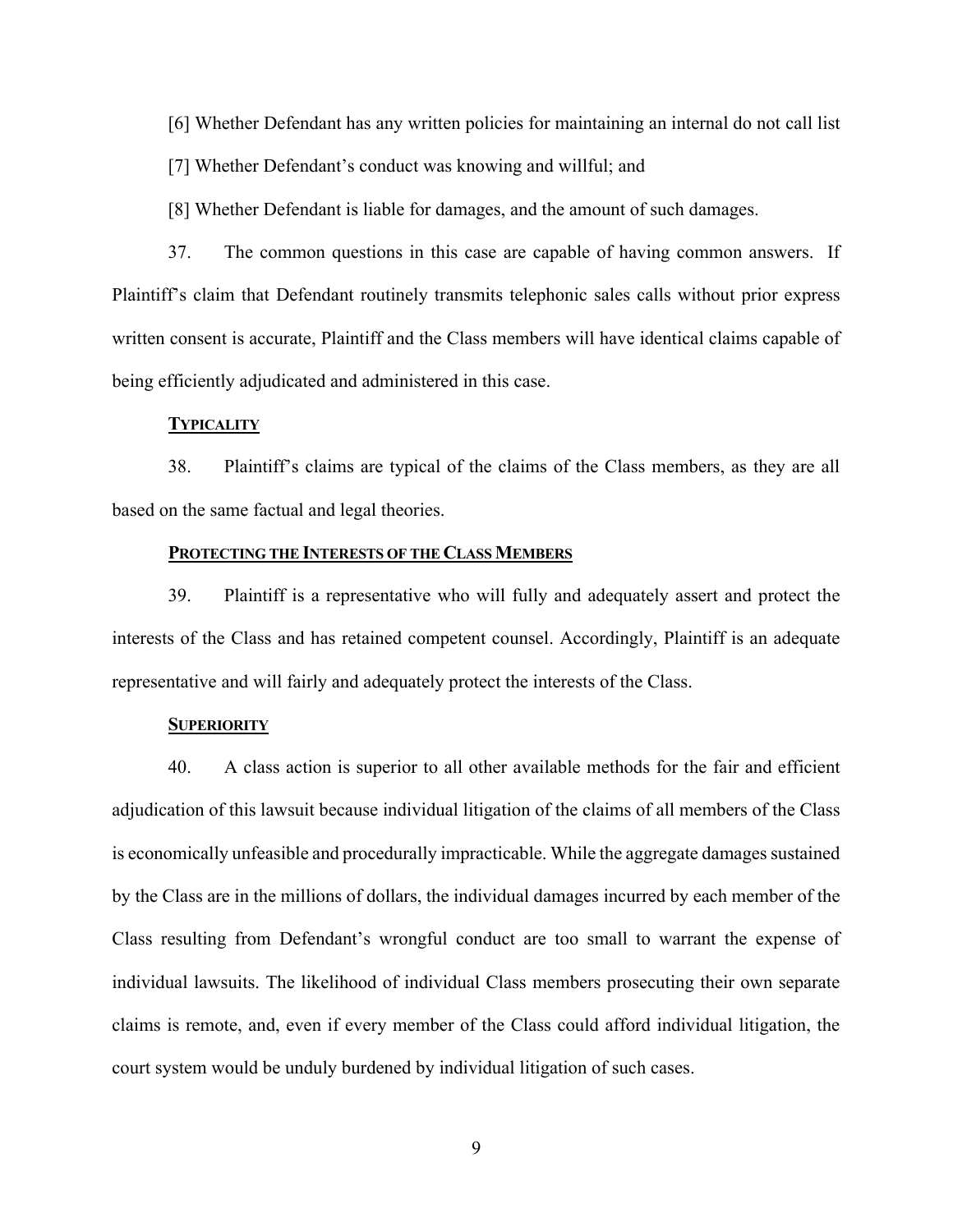[6] Whether Defendant has any written policies for maintaining an internal do not call list

[7] Whether Defendant's conduct was knowing and willful; and

[8] Whether Defendant is liable for damages, and the amount of such damages.

37. The common questions in this case are capable of having common answers. If Plaintiff's claim that Defendant routinely transmits telephonic sales calls without prior express written consent is accurate, Plaintiff and the Class members will have identical claims capable of being efficiently adjudicated and administered in this case.

**<u>TYPICALITY</u>**

38. Plaintiff's claims are typical of the claims of the Class members, as they are all based on the same factual and legal theories.

**<u>PROTECTING THE INTERESTS OF THE CLASS MEMBERS</u>**

39. Plaintiff is a representative who will fully and adequately assert and protect the interests of the Class and has retained competent counsel. Accordingly, Plaintiff is an adequate representative and will fairly and adequately protect the interests of the Class.

**<u>SUPERIORITY</u>**

40. A class action is superior to all other available methods for the fair and efficient adjudication of this lawsuit because individual litigation of the claims of all members of the Class is economically unfeasible and procedurally impracticable. While the aggregate damages sustained by the Class are in the millions of dollars, the individual damages incurred by each member of the Class resulting from Defendant's wrongful conduct are too small to warrant the expense of individual lawsuits. The likelihood of individual Class members prosecuting their own separate claims is remote, and, even if every member of the Class could afford individual litigation, the court system would be unduly burdened by individual litigation of such cases.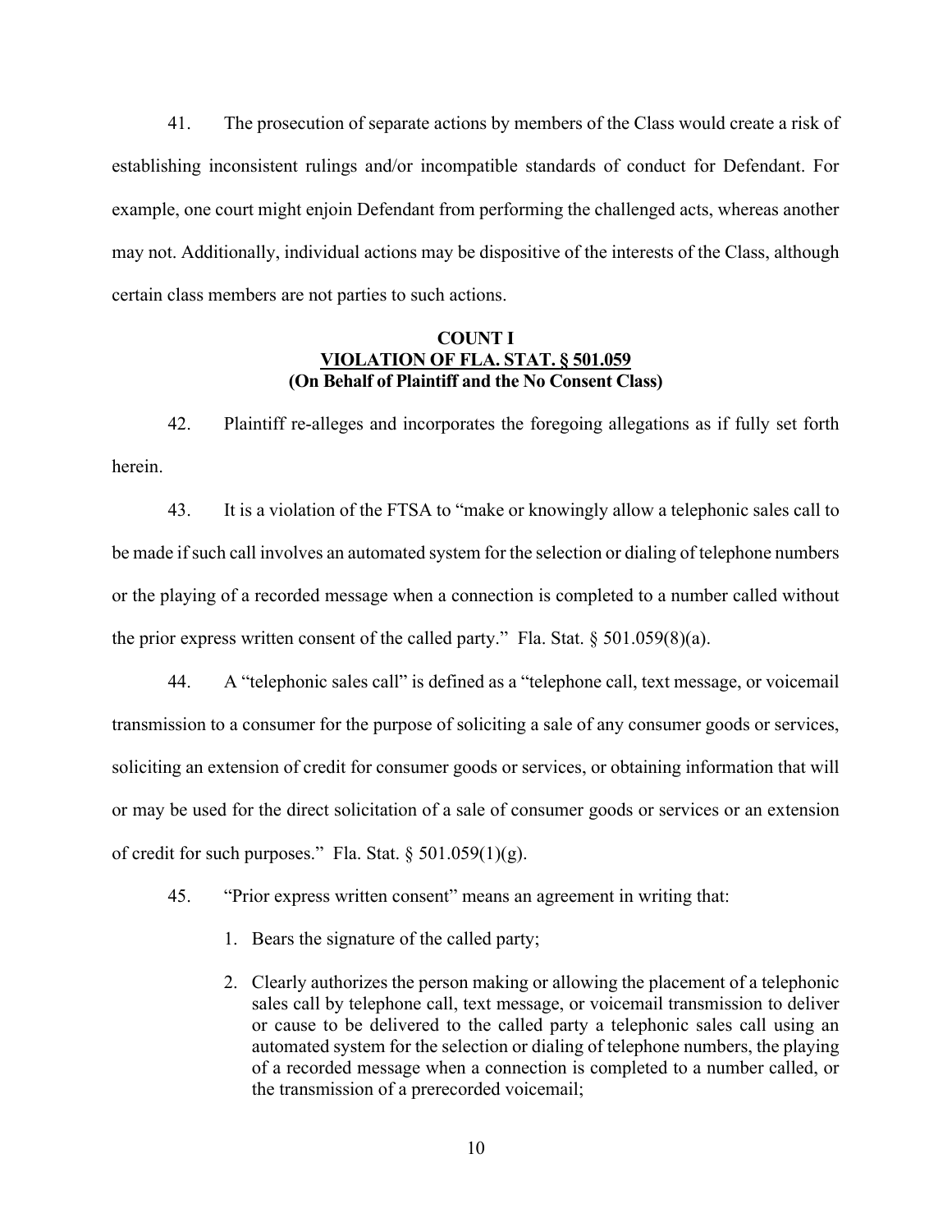41. The prosecution of separate actions by members of the Class would create a risk of establishing inconsistent rulings and/or incompatible standards of conduct for Defendant. For example, one court might enjoin Defendant from performing the challenged acts, whereas another may not. Additionally, individual actions may be dispositive of the interests of the Class, although certain class members are not parties to such actions.

**COUNT I**
**VIOLATION OF FLA. STAT. § 501.059**
**(On Behalf of Plaintiff and the No Consent Class)**

42. Plaintiff re-alleges and incorporates the foregoing allegations as if fully set forth herein.

43. It is a violation of the FTSA to "make or knowingly allow a telephonic sales call to be made if such call involves an automated system for the selection or dialing of telephone numbers or the playing of a recorded message when a connection is completed to a number called without the prior express written consent of the called party." Fla. Stat. § 501.059(8)(a).

44. A "telephonic sales call" is defined as a "telephone call, text message, or voicemail transmission to a consumer for the purpose of soliciting a sale of any consumer goods or services, soliciting an extension of credit for consumer goods or services, or obtaining information that will or may be used for the direct solicitation of a sale of consumer goods or services or an extension of credit for such purposes." Fla. Stat. § 501.059(1)(g).

45. "Prior express written consent" means an agreement in writing that:

1. Bears the signature of the called party;
2. Clearly authorizes the person making or allowing the placement of a telephonic sales call by telephone call, text message, or voicemail transmission to deliver or cause to be delivered to the called party a telephonic sales call using an automated system for the selection or dialing of telephone numbers, the playing of a recorded message when a connection is completed to a number called, or the transmission of a prerecorded voicemail;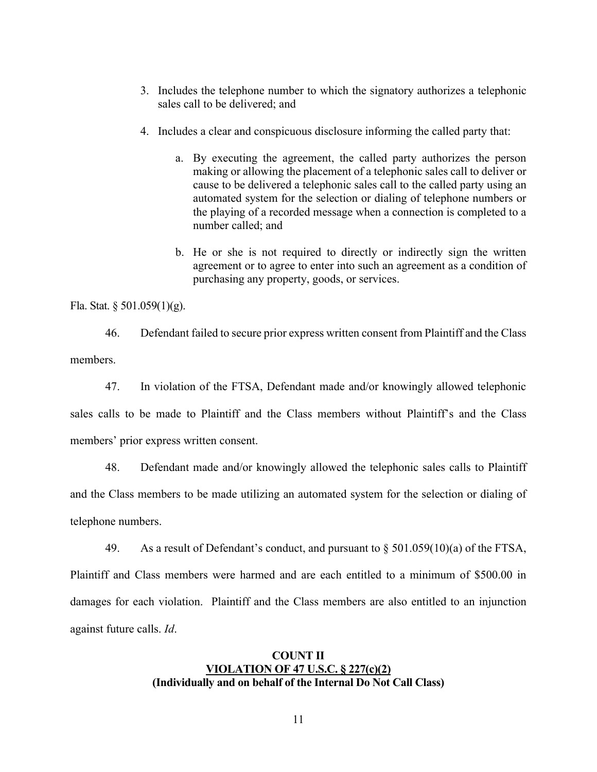3. Includes the telephone number to which the signatory authorizes a telephonic sales call to be delivered; and

4. Includes a clear and conspicuous disclosure informing the called party that:

   a. By executing the agreement, the called party authorizes the person making or allowing the placement of a telephonic sales call to deliver or cause to be delivered a telephonic sales call to the called party using an automated system for the selection or dialing of telephone numbers or the playing of a recorded message when a connection is completed to a number called; and

   b. He or she is not required to directly or indirectly sign the written agreement or to agree to enter into such an agreement as a condition of purchasing any property, goods, or services.

Fla. Stat. § 501.059(1)(g).

46. Defendant failed to secure prior express written consent from Plaintiff and the Class members.

47. In violation of the FTSA, Defendant made and/or knowingly allowed telephonic sales calls to be made to Plaintiff and the Class members without Plaintiff's and the Class members' prior express written consent.

48. Defendant made and/or knowingly allowed the telephonic sales calls to Plaintiff and the Class members to be made utilizing an automated system for the selection or dialing of telephone numbers.

49. As a result of Defendant's conduct, and pursuant to § 501.059(10)(a) of the FTSA, Plaintiff and Class members were harmed and are each entitled to a minimum of $500.00 in damages for each violation. Plaintiff and the Class members are also entitled to an injunction against future calls. *Id*.

**COUNT II**
**VIOLATION OF 47 U.S.C. § 227(c)(2)**
**(Individually and on behalf of the Internal Do Not Call Class)**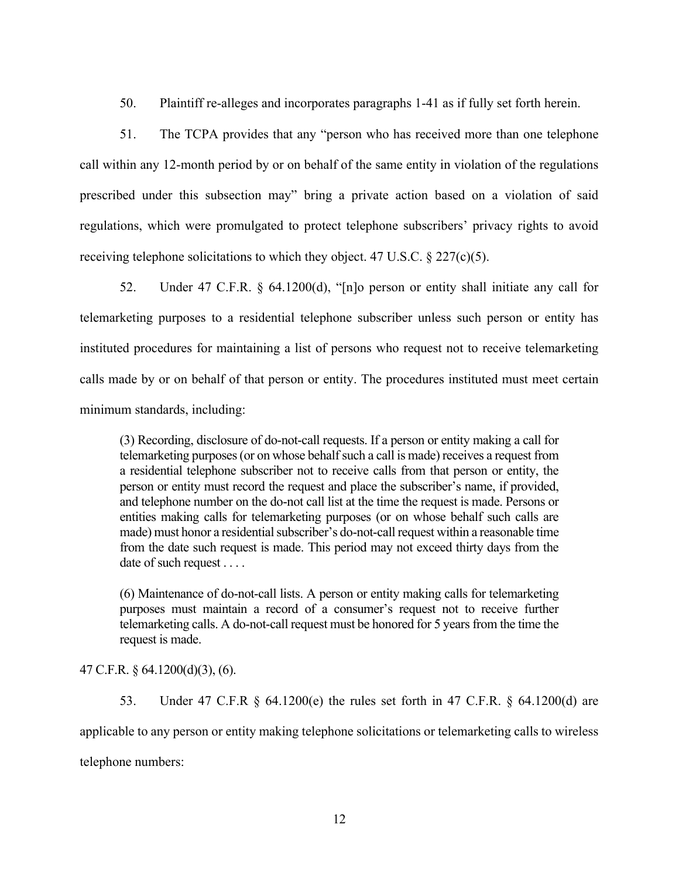50. Plaintiff re-alleges and incorporates paragraphs 1-41 as if fully set forth herein.

51. The TCPA provides that any "person who has received more than one telephone call within any 12-month period by or on behalf of the same entity in violation of the regulations prescribed under this subsection may" bring a private action based on a violation of said regulations, which were promulgated to protect telephone subscribers' privacy rights to avoid receiving telephone solicitations to which they object. 47 U.S.C. § 227(c)(5).

52. Under 47 C.F.R. § 64.1200(d), "[n]o person or entity shall initiate any call for telemarketing purposes to a residential telephone subscriber unless such person or entity has instituted procedures for maintaining a list of persons who request not to receive telemarketing calls made by or on behalf of that person or entity. The procedures instituted must meet certain minimum standards, including:

> (3) Recording, disclosure of do-not-call requests. If a person or entity making a call for telemarketing purposes (or on whose behalf such a call is made) receives a request from a residential telephone subscriber not to receive calls from that person or entity, the person or entity must record the request and place the subscriber's name, if provided, and telephone number on the do-not call list at the time the request is made. Persons or entities making calls for telemarketing purposes (or on whose behalf such calls are made) must honor a residential subscriber's do-not-call request within a reasonable time from the date such request is made. This period may not exceed thirty days from the date of such request . . . .
>
> (6) Maintenance of do-not-call lists. A person or entity making calls for telemarketing purposes must maintain a record of a consumer's request not to receive further telemarketing calls. A do-not-call request must be honored for 5 years from the time the request is made.

47 C.F.R. § 64.1200(d)(3), (6).

53. Under 47 C.F.R § 64.1200(e) the rules set forth in 47 C.F.R. § 64.1200(d) are applicable to any person or entity making telephone solicitations or telemarketing calls to wireless telephone numbers: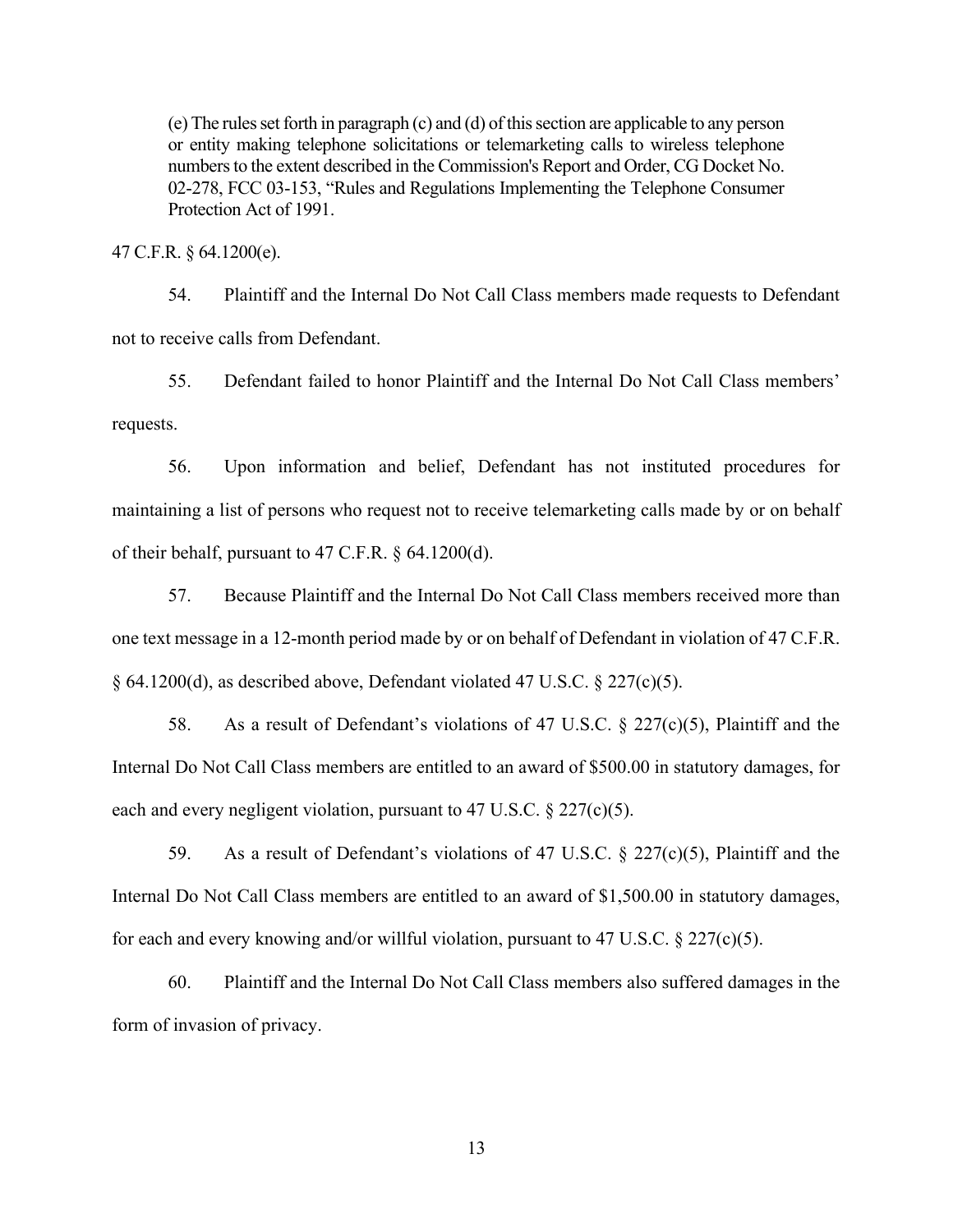> (e) The rules set forth in paragraph (c) and (d) of this section are applicable to any person or entity making telephone solicitations or telemarketing calls to wireless telephone numbers to the extent described in the Commission's Report and Order, CG Docket No. 02-278, FCC 03-153, "Rules and Regulations Implementing the Telephone Consumer Protection Act of 1991.

47 C.F.R. § 64.1200(e).

54. Plaintiff and the Internal Do Not Call Class members made requests to Defendant not to receive calls from Defendant.

55. Defendant failed to honor Plaintiff and the Internal Do Not Call Class members' requests.

56. Upon information and belief, Defendant has not instituted procedures for maintaining a list of persons who request not to receive telemarketing calls made by or on behalf of their behalf, pursuant to 47 C.F.R. § 64.1200(d).

57. Because Plaintiff and the Internal Do Not Call Class members received more than one text message in a 12-month period made by or on behalf of Defendant in violation of 47 C.F.R. § 64.1200(d), as described above, Defendant violated 47 U.S.C. § 227(c)(5).

58. As a result of Defendant's violations of 47 U.S.C. § 227(c)(5), Plaintiff and the Internal Do Not Call Class members are entitled to an award of $500.00 in statutory damages, for each and every negligent violation, pursuant to 47 U.S.C. § 227(c)(5).

59. As a result of Defendant's violations of 47 U.S.C. § 227(c)(5), Plaintiff and the Internal Do Not Call Class members are entitled to an award of $1,500.00 in statutory damages, for each and every knowing and/or willful violation, pursuant to 47 U.S.C. § 227(c)(5).

60. Plaintiff and the Internal Do Not Call Class members also suffered damages in the form of invasion of privacy.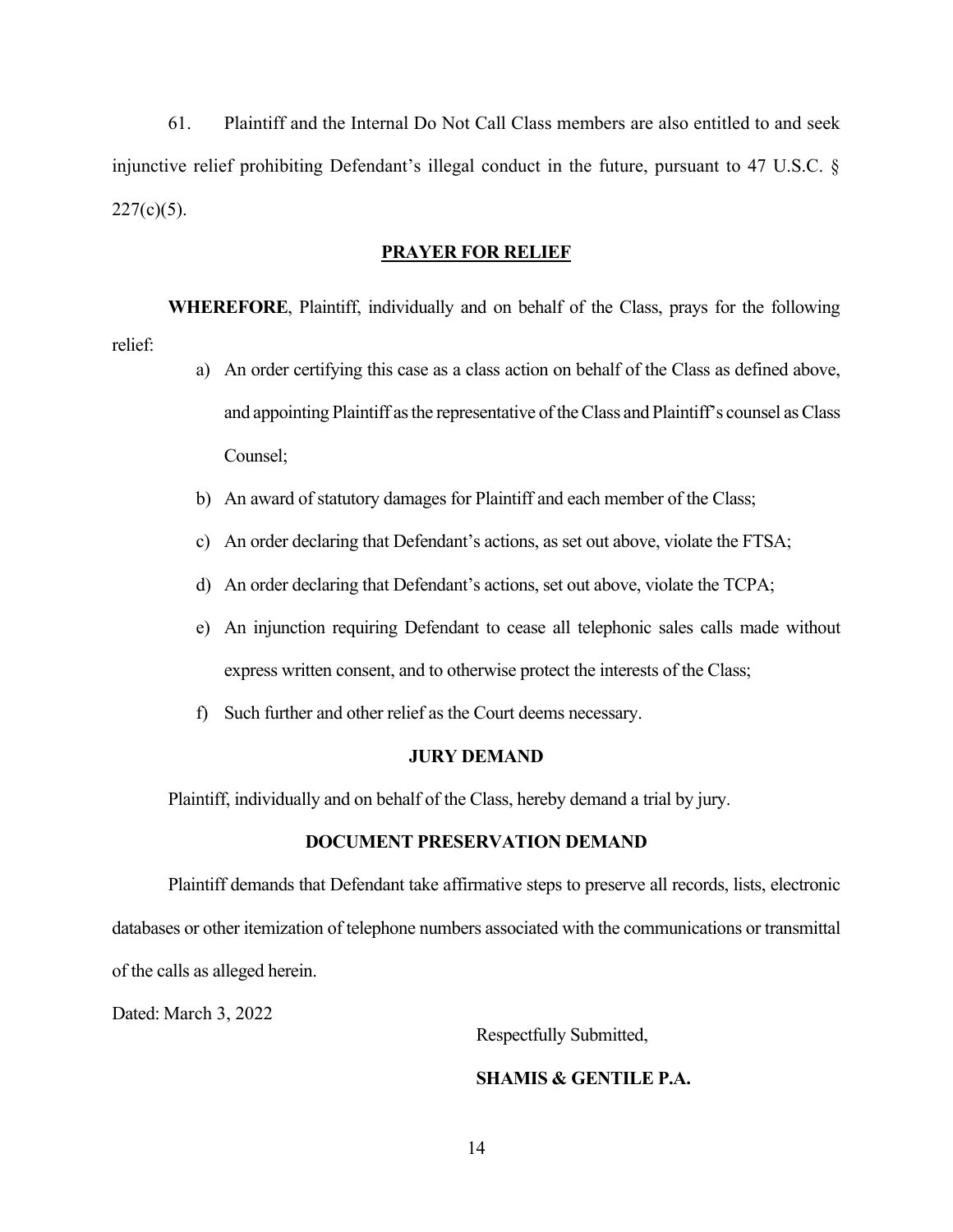61. Plaintiff and the Internal Do Not Call Class members are also entitled to and seek injunctive relief prohibiting Defendant's illegal conduct in the future, pursuant to 47 U.S.C. § 227(c)(5).

## PRAYER FOR RELIEF

**WHEREFORE**, Plaintiff, individually and on behalf of the Class, prays for the following relief:

a) An order certifying this case as a class action on behalf of the Class as defined above, and appointing Plaintiff as the representative of the Class and Plaintiff's counsel as Class Counsel;

b) An award of statutory damages for Plaintiff and each member of the Class;

c) An order declaring that Defendant's actions, as set out above, violate the FTSA;

d) An order declaring that Defendant's actions, set out above, violate the TCPA;

e) An injunction requiring Defendant to cease all telephonic sales calls made without express written consent, and to otherwise protect the interests of the Class;

f) Such further and other relief as the Court deems necessary.

## JURY DEMAND

Plaintiff, individually and on behalf of the Class, hereby demand a trial by jury.

## DOCUMENT PRESERVATION DEMAND

Plaintiff demands that Defendant take affirmative steps to preserve all records, lists, electronic databases or other itemization of telephone numbers associated with the communications or transmittal of the calls as alleged herein.

Dated: March 3, 2022

Respectfully Submitted,

**SHAMIS & GENTILE P.A.**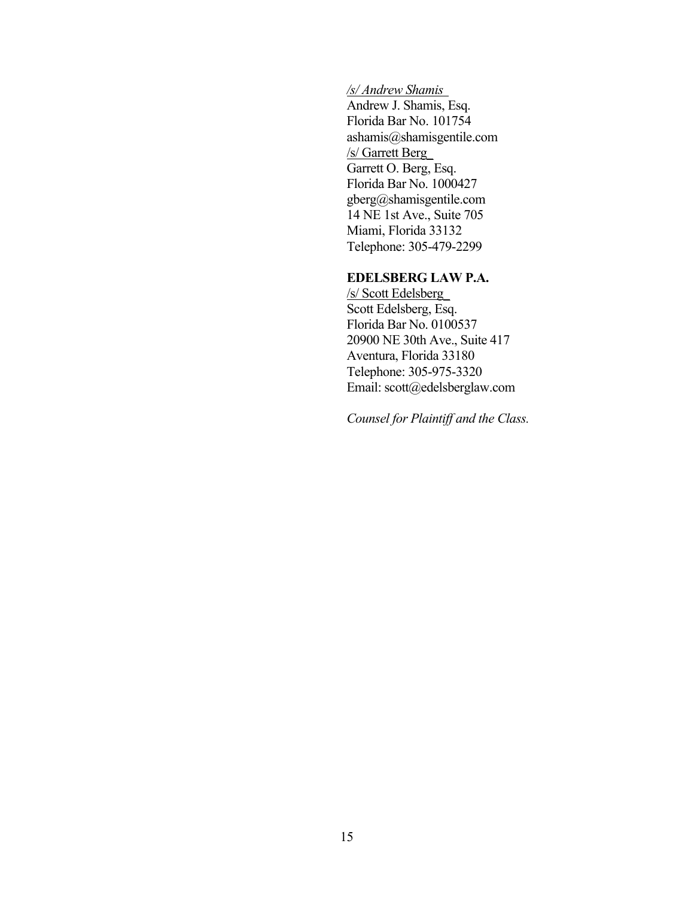*/s/ Andrew Shamis*
Andrew J. Shamis, Esq.
Florida Bar No. 101754
ashamis@shamisgentile.com
/s/ Garrett Berg
Garrett O. Berg, Esq.
Florida Bar No. 1000427
gberg@shamisgentile.com
14 NE 1st Ave., Suite 705
Miami, Florida 33132
Telephone: 305-479-2299

**EDELSBERG LAW P.A.**
/s/ Scott Edelsberg
Scott Edelsberg, Esq.
Florida Bar No. 0100537
20900 NE 30th Ave., Suite 417
Aventura, Florida 33180
Telephone: 305-975-3320
Email: scott@edelsberglaw.com

*Counsel for Plaintiff and the Class.*